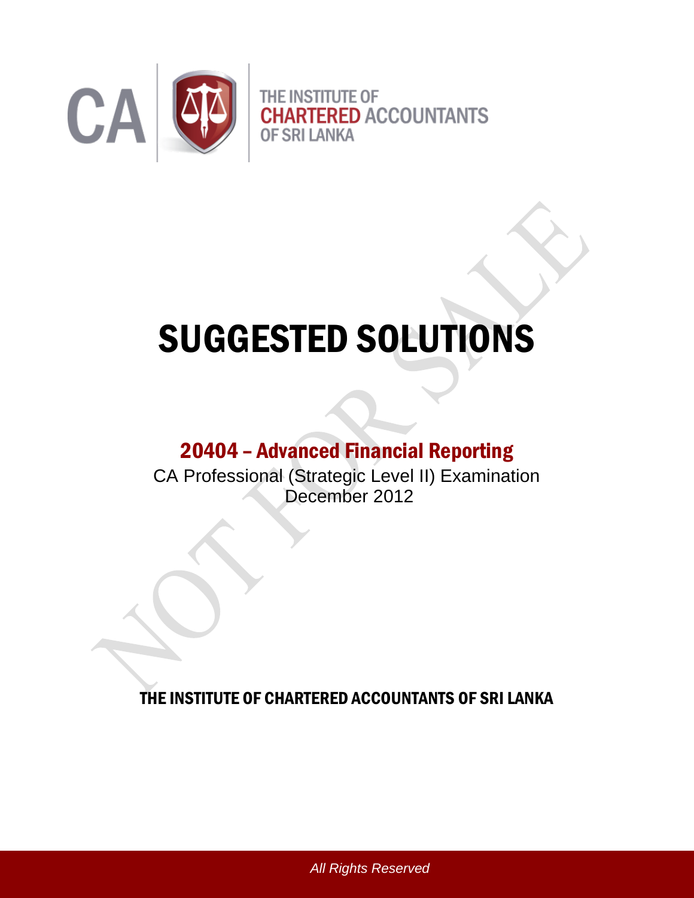CA

THE INSTITUTE OF
CHARTERED ACCOUNTANTS
OF SRI LANKA

# SUGGESTED SOLUTIONS

## 20404 – Advanced Financial Reporting

CA Professional (Strategic Level II) Examination
December 2012

THE INSTITUTE OF CHARTERED ACCOUNTANTS OF SRI LANKA

*All Rights Reserved*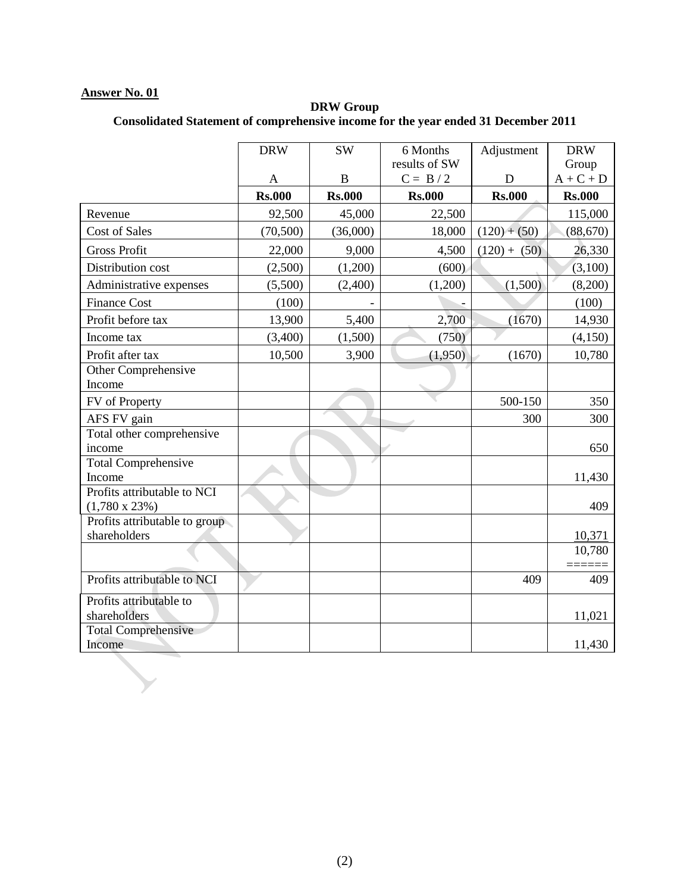**Answer No. 01**

**DRW Group**
**Consolidated Statement of comprehensive income for the year ended 31 December 2011**

| | DRW<br>A | SW<br>B | 6 Months results of SW<br>C = B / 2 | Adjustment<br>D | DRW Group<br>A + C + D |
|---|---|---|---|---|---|
| | **Rs.000** | **Rs.000** | **Rs.000** | **Rs.000** | **Rs.000** |
| Revenue | 92,500 | 45,000 | 22,500 | | 115,000 |
| Cost of Sales | (70,500) | (36,000) | 18,000 | (120) + (50) | (88,670) |
| Gross Profit | 22,000 | 9,000 | 4,500 | (120) + (50) | 26,330 |
| Distribution cost | (2,500) | (1,200) | (600) | | (3,100) |
| Administrative expenses | (5,500) | (2,400) | (1,200) | (1,500) | (8,200) |
| Finance Cost | (100) | - | - | | (100) |
| Profit before tax | 13,900 | 5,400 | 2,700 | (1670) | 14,930 |
| Income tax | (3,400) | (1,500) | (750) | | (4,150) |
| Profit after tax | 10,500 | 3,900 | (1,950) | (1670) | 10,780 |
| Other Comprehensive Income | | | | | |
| FV of Property | | | | 500-150 | 350 |
| AFS FV gain | | | | 300 | 300 |
| Total other comprehensive income | | | | | 650 |
| Total Comprehensive Income | | | | | 11,430 |
| Profits attributable to NCI (1,780 x 23%) | | | | | 409 |
| Profits attributable to group shareholders | | | | | 10,371 |
| | | | | | 10,780<br>====== |
| Profits attributable to NCI | | | | 409 | 409 |
| Profits attributable to shareholders | | | | | 11,021 |
| Total Comprehensive Income | | | | | 11,430 |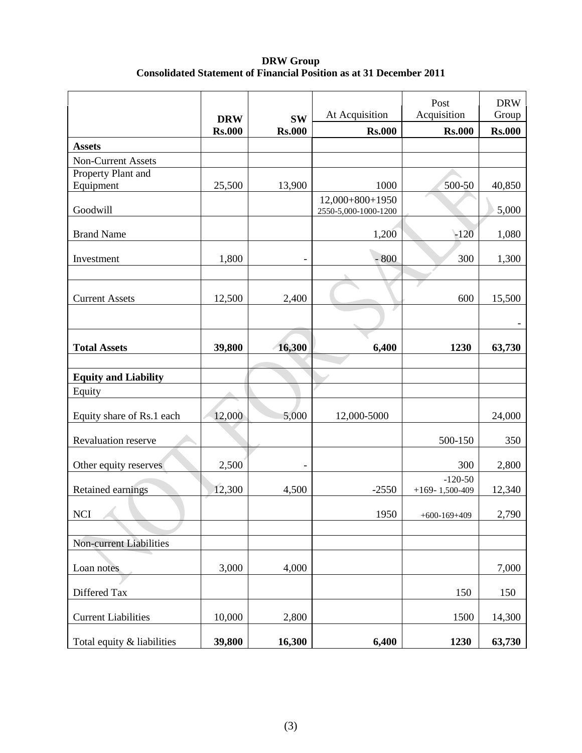**DRW Group**
**Consolidated Statement of Financial Position as at 31 December 2011**

| | DRW | SW | At Acquisition | Post Acquisition | DRW Group |
|---|---|---|---|---|---|
| | **Rs.000** | **Rs.000** | **Rs.000** | **Rs.000** | **Rs.000** |
| **Assets** | | | | | |
| Non-Current Assets | | | | | |
| Property Plant and Equipment | 25,500 | 13,900 | 1000 | 500-50 | 40,850 |
| Goodwill | | | 12,000+800+1950 2550-5,000-1000-1200 | | 5,000 |
| Brand Name | | | 1,200 | -120 | 1,080 |
| Investment | 1,800 | - | - 800 | 300 | 1,300 |
| | | | | | |
| Current Assets | 12,500 | 2,400 | | 600 | 15,500 |
| | | | | | - |
| **Total Assets** | **39,800** | **16,300** | **6,400** | **1230** | **63,730** |
| | | | | | |
| **Equity and Liability** | | | | | |
| Equity | | | | | |
| Equity share of Rs.1 each | 12,000 | 5,000 | 12,000-5000 | | 24,000 |
| Revaluation reserve | | | | 500-150 | 350 |
| Other equity reserves | 2,500 | - | | 300 | 2,800 |
| Retained earnings | 12,300 | 4,500 | -2550 | -120-50 +169- 1,500-409 | 12,340 |
| NCI | | | 1950 | +600-169+409 | 2,790 |
| | | | | | |
| Non-current Liabilities | | | | | |
| Loan notes | 3,000 | 4,000 | | | 7,000 |
| Differed Tax | | | | 150 | 150 |
| Current Liabilities | 10,000 | 2,800 | | 1500 | 14,300 |
| Total equity & liabilities | **39,800** | **16,300** | **6,400** | **1230** | **63,730** |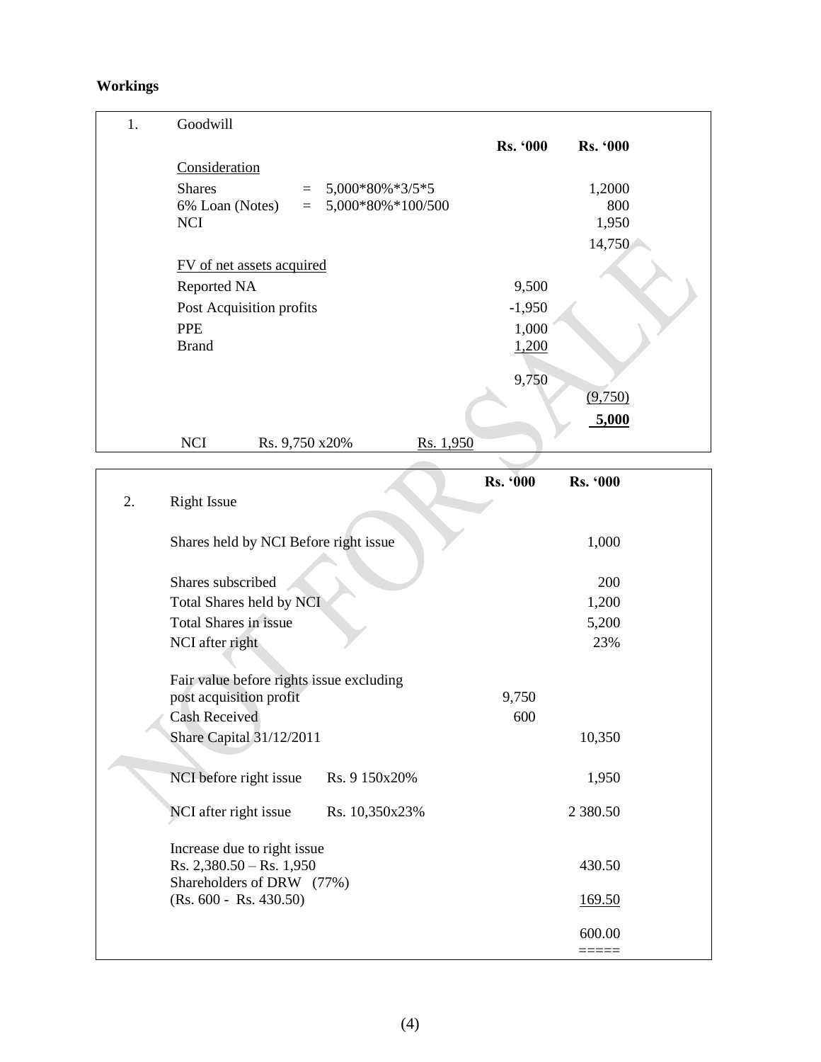**Workings**

| 1. | Goodwill | | | |
|---|---|---|---|---|
| | | | **Rs. '000** | **Rs. '000** |
| | Consideration | | | |
| | Shares | = 5,000*80%*3/5*5 | | 1,2000 |
| | 6% Loan (Notes) | = 5,000*80%*100/500 | | 800 |
| | NCI | | | 1,950 |
| | | | | 14,750 |
| | FV of net assets acquired | | | |
| | Reported NA | | 9,500 | |
| | Post Acquisition profits | | -1,950 | |
| | PPE | | 1,000 | |
| | Brand | | 1,200 | |
| | | | 9,750 | |
| | | | | (9,750) |
| | | | | **5,000** |
| | NCI | Rs. 9,750 x20% | Rs. 1,950 | |

| | | | **Rs. '000** | **Rs. '000** |
|---|---|---|---|---|
| 2. | Right Issue | | | |
| | Shares held by NCI Before right issue | | | 1,000 |
| | Shares subscribed | | | 200 |
| | Total Shares held by NCI | | | 1,200 |
| | Total Shares in issue | | | 5,200 |
| | NCI after right | | | 23% |
| | Fair value before rights issue excluding post acquisition profit | | 9,750 | |
| | Cash Received | | 600 | |
| | Share Capital 31/12/2011 | | | 10,350 |
| | NCI before right issue | Rs. 9 150x20% | | 1,950 |
| | NCI after right issue | Rs. 10,350x23% | | 2 380.50 |
| | Increase due to right issue Rs. 2,380.50 – Rs. 1,950 | | | 430.50 |
| | Shareholders of DRW (77%) (Rs. 600 - Rs. 430.50) | | | 169.50 |
| | | | | 600.00 |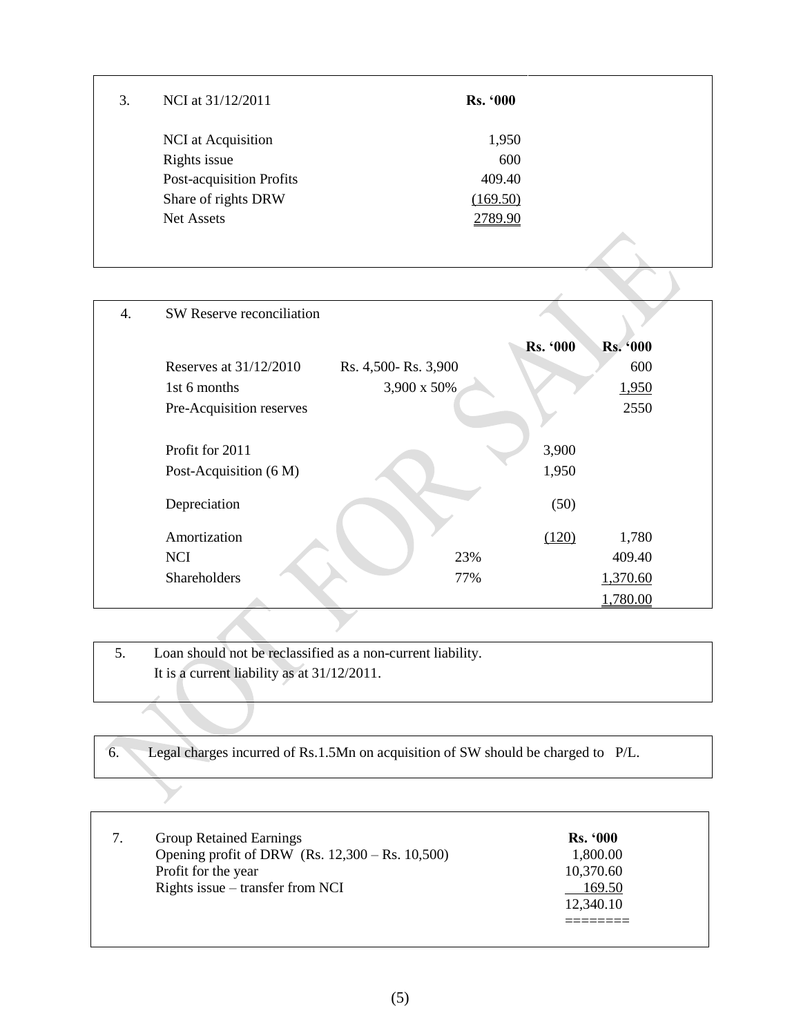3. NCI at 31/12/2011

| | Rs. '000 |
|---|---|
| NCI at Acquisition | 1,950 |
| Rights issue | 600 |
| Post-acquisition Profits | 409.40 |
| Share of rights DRW | (169.50) |
| Net Assets | 2789.90 |

4. SW Reserve reconciliation

| | | Rs. '000 | Rs. '000 |
|---|---|---|---|
| Reserves at 31/12/2010 | Rs. 4,500- Rs. 3,900 | | 600 |
| 1st 6 months | 3,900 x 50% | | 1,950 |
| Pre-Acquisition reserves | | | 2550 |
| Profit for 2011 | | 3,900 | |
| Post-Acquisition (6 M) | | 1,950 | |
| Depreciation | | (50) | |
| Amortization | | (120) | 1,780 |
| NCI | 23% | | 409.40 |
| Shareholders | 77% | | 1,370.60 |
| | | | 1,780.00 |

5. Loan should not be reclassified as a non-current liability. It is a current liability as at 31/12/2011.

6. Legal charges incurred of Rs.1.5Mn on acquisition of SW should be charged to P/L.

7. Group Retained Earnings

| | Rs. '000 |
|---|---|
| Opening profit of DRW (Rs. 12,300 – Rs. 10,500) | 1,800.00 |
| Profit for the year | 10,370.60 |
| Rights issue – transfer from NCI | 169.50 |
| | 12,340.10 |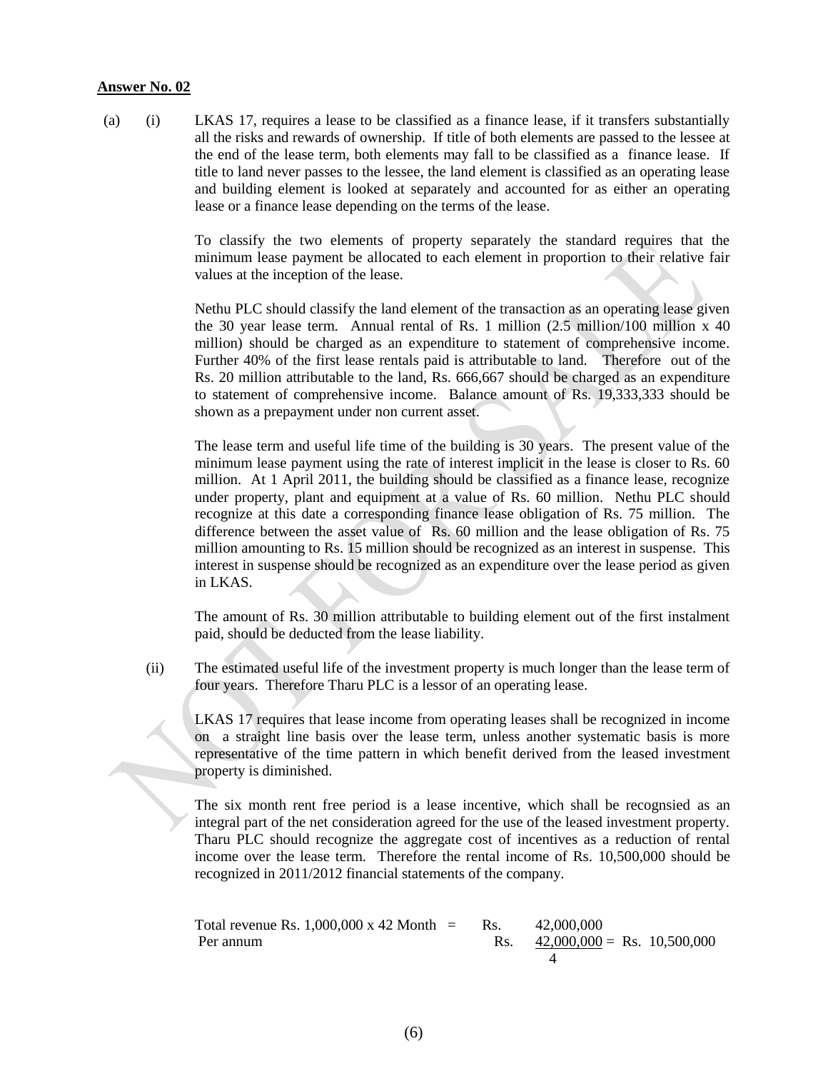**Answer No. 02**

(a) (i) LKAS 17, requires a lease to be classified as a finance lease, if it transfers substantially all the risks and rewards of ownership. If title of both elements are passed to the lessee at the end of the lease term, both elements may fall to be classified as a finance lease. If title to land never passes to the lessee, the land element is classified as an operating lease and building element is looked at separately and accounted for as either an operating lease or a finance lease depending on the terms of the lease.

To classify the two elements of property separately the standard requires that the minimum lease payment be allocated to each element in proportion to their relative fair values at the inception of the lease.

Nethu PLC should classify the land element of the transaction as an operating lease given the 30 year lease term. Annual rental of Rs. 1 million (2.5 million/100 million x 40 million) should be charged as an expenditure to statement of comprehensive income. Further 40% of the first lease rentals paid is attributable to land. Therefore out of the Rs. 20 million attributable to the land, Rs. 666,667 should be charged as an expenditure to statement of comprehensive income. Balance amount of Rs. 19,333,333 should be shown as a prepayment under non current asset.

The lease term and useful life time of the building is 30 years. The present value of the minimum lease payment using the rate of interest implicit in the lease is closer to Rs. 60 million. At 1 April 2011, the building should be classified as a finance lease, recognize under property, plant and equipment at a value of Rs. 60 million. Nethu PLC should recognize at this date a corresponding finance lease obligation of Rs. 75 million. The difference between the asset value of Rs. 60 million and the lease obligation of Rs. 75 million amounting to Rs. 15 million should be recognized as an interest in suspense. This interest in suspense should be recognized as an expenditure over the lease period as given in LKAS.

The amount of Rs. 30 million attributable to building element out of the first instalment paid, should be deducted from the lease liability.

(ii) The estimated useful life of the investment property is much longer than the lease term of four years. Therefore Tharu PLC is a lessor of an operating lease.

LKAS 17 requires that lease income from operating leases shall be recognized in income on a straight line basis over the lease term, unless another systematic basis is more representative of the time pattern in which benefit derived from the leased investment property is diminished.

The six month rent free period is a lease incentive, which shall be recognsied as an integral part of the net consideration agreed for the use of the leased investment property. Tharu PLC should recognize the aggregate cost of incentives as a reduction of rental income over the lease term. Therefore the rental income of Rs. 10,500,000 should be recognized in 2011/2012 financial statements of the company.

Total revenue Rs. 1,000,000 x 42 Month = Rs. 42,000,000

Per annum Rs. $\frac{42{,}000{,}000}{4}$ = Rs. 10,500,000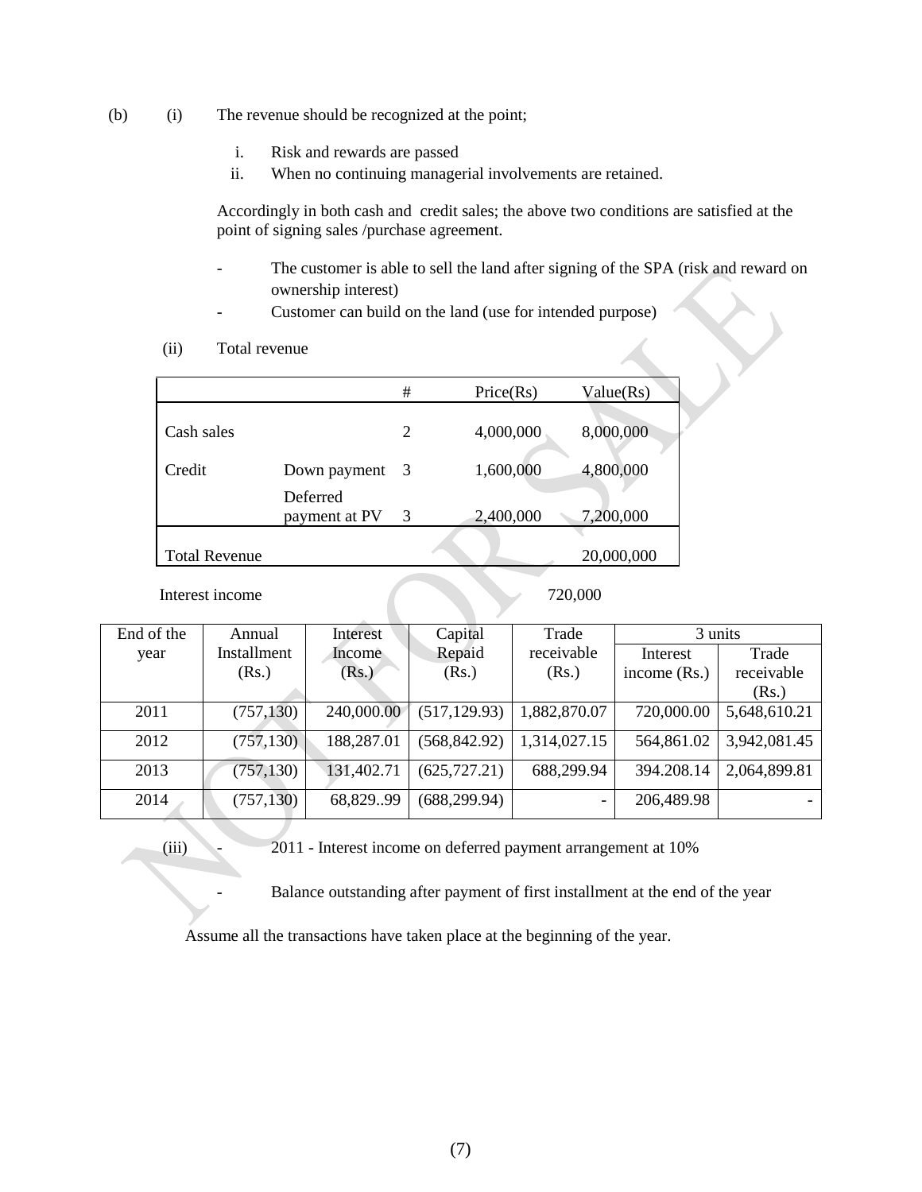(b) (i) The revenue should be recognized at the point;

i. Risk and rewards are passed
ii. When no continuing managerial involvements are retained.

Accordingly in both cash and credit sales; the above two conditions are satisfied at the point of signing sales /purchase agreement.

- The customer is able to sell the land after signing of the SPA (risk and reward on ownership interest)
- Customer can build on the land (use for intended purpose)

(ii) Total revenue

| | | # | Price(Rs) | Value(Rs) |
|---|---|---|---|---|
| Cash sales | | 2 | 4,000,000 | 8,000,000 |
| Credit | Down payment | 3 | 1,600,000 | 4,800,000 |
| | Deferred payment at PV | 3 | 2,400,000 | 7,200,000 |
| Total Revenue | | | | 20,000,000 |

Interest income 720,000

| End of the year | Annual Installment (Rs.) | Interest Income (Rs.) | Capital Repaid (Rs.) | Trade receivable (Rs.) | 3 units | |
|---|---|---|---|---|---|---|
| | | | | | Interest income (Rs.) | Trade receivable (Rs.) |
| 2011 | (757,130) | 240,000.00 | (517,129.93) | 1,882,870.07 | 720,000.00 | 5,648,610.21 |
| 2012 | (757,130) | 188,287.01 | (568,842.92) | 1,314,027.15 | 564,861.02 | 3,942,081.45 |
| 2013 | (757,130) | 131,402.71 | (625,727.21) | 688,299.94 | 394.208.14 | 2,064,899.81 |
| 2014 | (757,130) | 68,829..99 | (688,299.94) | - | 206,489.98 | - |

(iii) - 2011 - Interest income on deferred payment arrangement at 10%

- Balance outstanding after payment of first installment at the end of the year

Assume all the transactions have taken place at the beginning of the year.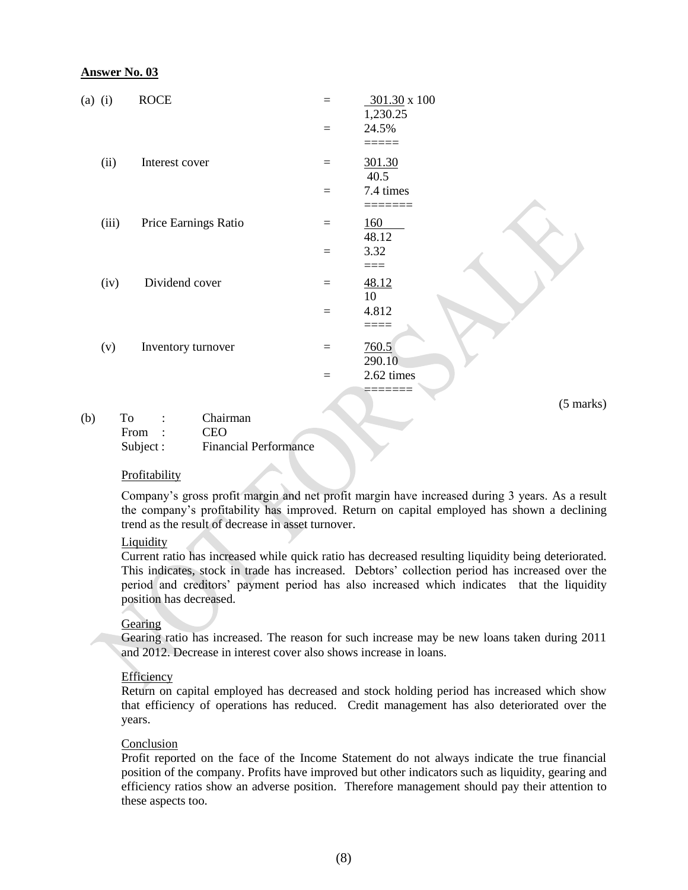**Answer No. 03**

(a)

(i) ROCE $= \frac{301.30}{1,230.25} \times 100$

$= 24.5\%$

(ii) Interest cover $= \frac{301.30}{40.5}$

$= 7.4$ times

(iii) Price Earnings Ratio $= \frac{160}{48.12}$

$= 3.32$

(iv) Dividend cover $= \frac{48.12}{10}$

$= 4.812$

(v) Inventory turnover $= \frac{760.5}{290.10}$

$= 2.62$ times

(5 marks)

(b) To : Chairman
From : CEO
Subject : Financial Performance

Profitability

Company's gross profit margin and net profit margin have increased during 3 years. As a result the company's profitability has improved. Return on capital employed has shown a declining trend as the result of decrease in asset turnover.

Liquidity

Current ratio has increased while quick ratio has decreased resulting liquidity being deteriorated. This indicates, stock in trade has increased. Debtors' collection period has increased over the period and creditors' payment period has also increased which indicates that the liquidity position has decreased.

Gearing

Gearing ratio has increased. The reason for such increase may be new loans taken during 2011 and 2012. Decrease in interest cover also shows increase in loans.

Efficiency

Return on capital employed has decreased and stock holding period has increased which show that efficiency of operations has reduced. Credit management has also deteriorated over the years.

Conclusion

Profit reported on the face of the Income Statement do not always indicate the true financial position of the company. Profits have improved but other indicators such as liquidity, gearing and efficiency ratios show an adverse position. Therefore management should pay their attention to these aspects too.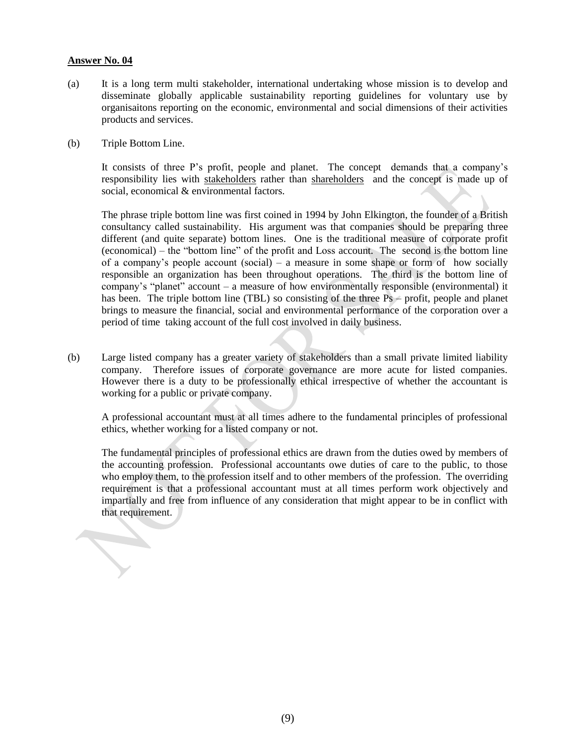**Answer No. 04**

(a) It is a long term multi stakeholder, international undertaking whose mission is to develop and disseminate globally applicable sustainability reporting guidelines for voluntary use by organisaitons reporting on the economic, environmental and social dimensions of their activities products and services.

(b) Triple Bottom Line.

It consists of three P's profit, people and planet. The concept demands that a company's responsibility lies with <u>stakeholders</u> rather than <u>shareholders</u> and the concept is made up of social, economical & environmental factors.

The phrase triple bottom line was first coined in 1994 by John Elkington, the founder of a British consultancy called sustainability. His argument was that companies should be preparing three different (and quite separate) bottom lines. One is the traditional measure of corporate profit (economical) – the "bottom line" of the profit and Loss account. The second is the bottom line of a company's people account (social) – a measure in some shape or form of how socially responsible an organization has been throughout operations. The third is the bottom line of company's "planet" account – a measure of how environmentally responsible (environmental) it has been. The triple bottom line (TBL) so consisting of the three Ps – profit, people and planet brings to measure the financial, social and environmental performance of the corporation over a period of time taking account of the full cost involved in daily business.

(b) Large listed company has a greater variety of stakeholders than a small private limited liability company. Therefore issues of corporate governance are more acute for listed companies. However there is a duty to be professionally ethical irrespective of whether the accountant is working for a public or private company.

A professional accountant must at all times adhere to the fundamental principles of professional ethics, whether working for a listed company or not.

The fundamental principles of professional ethics are drawn from the duties owed by members of the accounting profession. Professional accountants owe duties of care to the public, to those who employ them, to the profession itself and to other members of the profession. The overriding requirement is that a professional accountant must at all times perform work objectively and impartially and free from influence of any consideration that might appear to be in conflict with that requirement.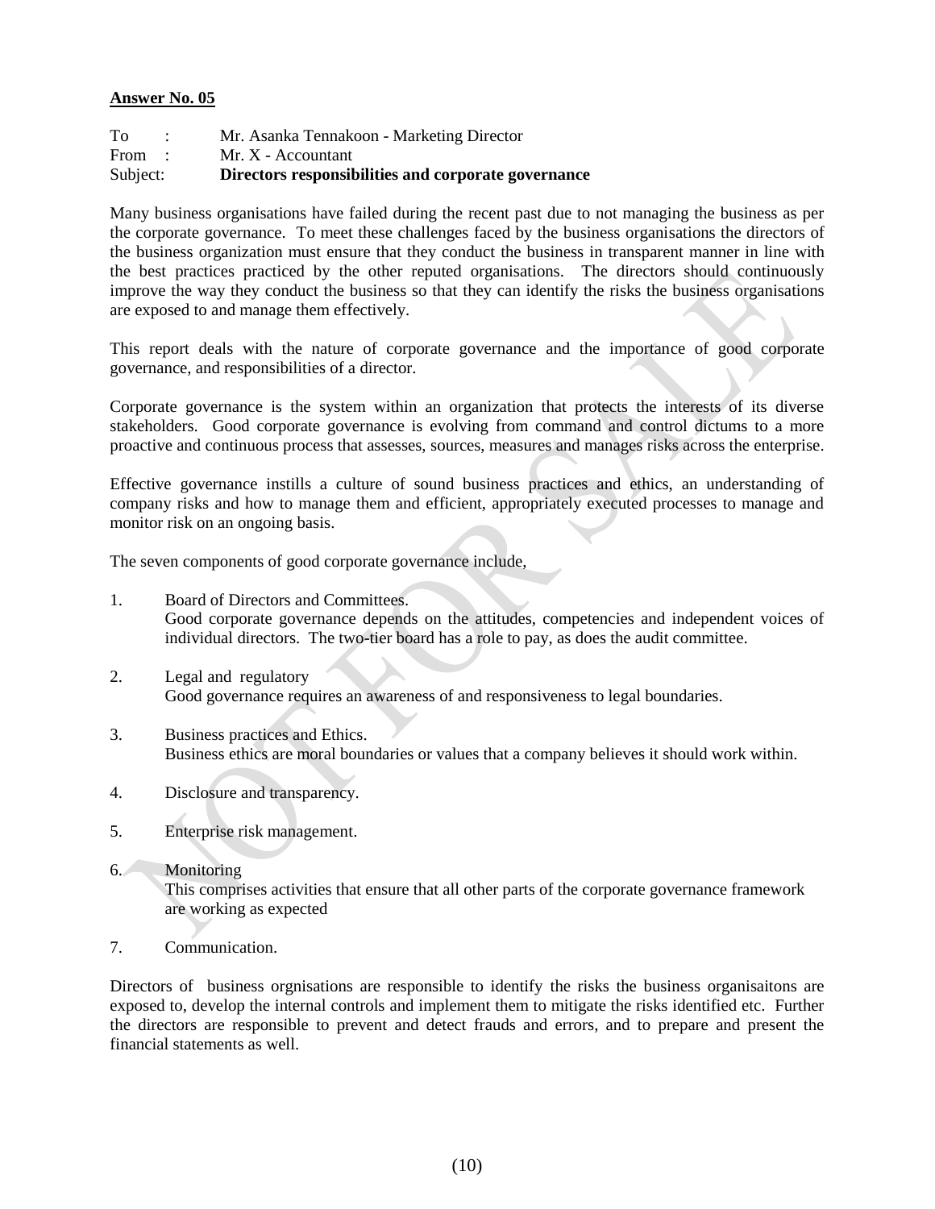**Answer No. 05**

To : Mr. Asanka Tennakoon - Marketing Director
From : Mr. X - Accountant
Subject: **Directors responsibilities and corporate governance**

Many business organisations have failed during the recent past due to not managing the business as per the corporate governance. To meet these challenges faced by the business organisations the directors of the business organization must ensure that they conduct the business in transparent manner in line with the best practices practiced by the other reputed organisations. The directors should continuously improve the way they conduct the business so that they can identify the risks the business organisations are exposed to and manage them effectively.

This report deals with the nature of corporate governance and the importance of good corporate governance, and responsibilities of a director.

Corporate governance is the system within an organization that protects the interests of its diverse stakeholders. Good corporate governance is evolving from command and control dictums to a more proactive and continuous process that assesses, sources, measures and manages risks across the enterprise.

Effective governance instills a culture of sound business practices and ethics, an understanding of company risks and how to manage them and efficient, appropriately executed processes to manage and monitor risk on an ongoing basis.

The seven components of good corporate governance include,

1. Board of Directors and Committees.
   Good corporate governance depends on the attitudes, competencies and independent voices of individual directors. The two-tier board has a role to pay, as does the audit committee.

2. Legal and regulatory
   Good governance requires an awareness of and responsiveness to legal boundaries.

3. Business practices and Ethics.
   Business ethics are moral boundaries or values that a company believes it should work within.

4. Disclosure and transparency.

5. Enterprise risk management.

6. Monitoring
   This comprises activities that ensure that all other parts of the corporate governance framework are working as expected

7. Communication.

Directors of business orgnisations are responsible to identify the risks the business organisaitons are exposed to, develop the internal controls and implement them to mitigate the risks identified etc. Further the directors are responsible to prevent and detect frauds and errors, and to prepare and present the financial statements as well.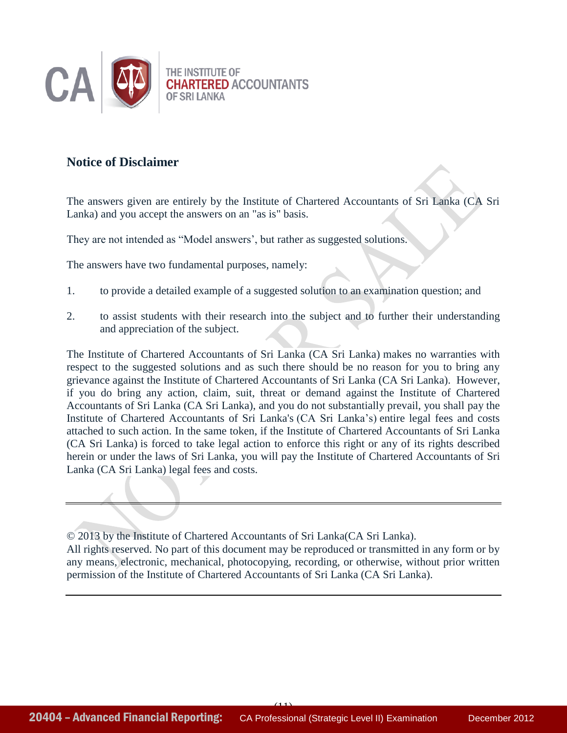## Notice of Disclaimer

The answers given are entirely by the Institute of Chartered Accountants of Sri Lanka (CA Sri Lanka) and you accept the answers on an "as is" basis.

They are not intended as "Model answers', but rather as suggested solutions.

The answers have two fundamental purposes, namely:

1. to provide a detailed example of a suggested solution to an examination question; and
2. to assist students with their research into the subject and to further their understanding and appreciation of the subject.

The Institute of Chartered Accountants of Sri Lanka (CA Sri Lanka) makes no warranties with respect to the suggested solutions and as such there should be no reason for you to bring any grievance against the Institute of Chartered Accountants of Sri Lanka (CA Sri Lanka). However, if you do bring any action, claim, suit, threat or demand against the Institute of Chartered Accountants of Sri Lanka (CA Sri Lanka), and you do not substantially prevail, you shall pay the Institute of Chartered Accountants of Sri Lanka's (CA Sri Lanka's) entire legal fees and costs attached to such action. In the same token, if the Institute of Chartered Accountants of Sri Lanka (CA Sri Lanka) is forced to take legal action to enforce this right or any of its rights described herein or under the laws of Sri Lanka, you will pay the Institute of Chartered Accountants of Sri Lanka (CA Sri Lanka) legal fees and costs.

---

© 2013 by the Institute of Chartered Accountants of Sri Lanka(CA Sri Lanka).
All rights reserved. No part of this document may be reproduced or transmitted in any form or by any means, electronic, mechanical, photocopying, recording, or otherwise, without prior written permission of the Institute of Chartered Accountants of Sri Lanka (CA Sri Lanka).